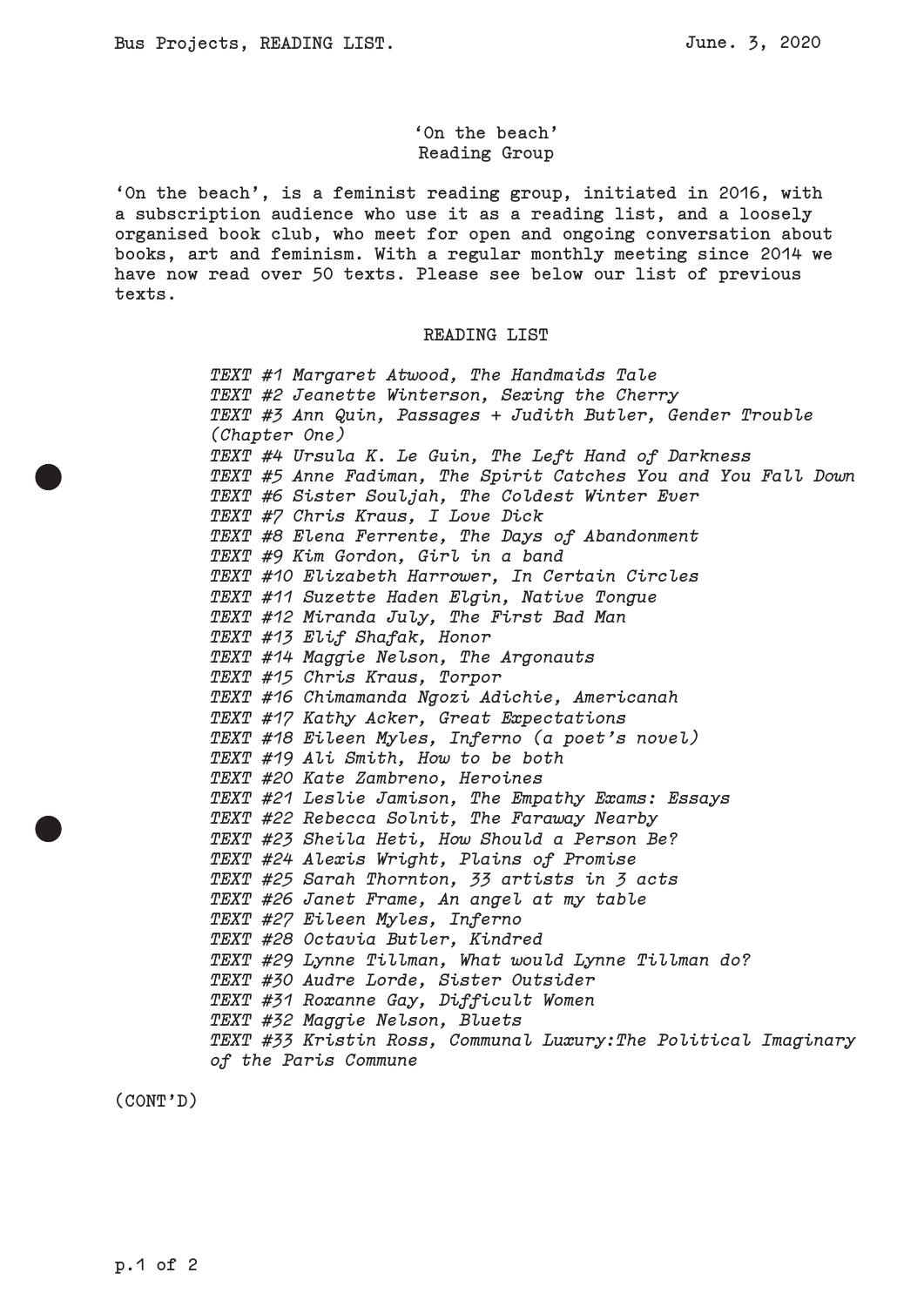# 'On the beach' Reading Group

'On the beach', is a feminist reading group, initiated in 2016, with a subscription audience who use it as a reading list, and a loosely organised book club, who meet for open and ongoing conversation about books, art and feminism. With a regular monthly meeting since 2014 we have now read over 50 texts. Please see below our list of previous texts.

## READING LIST

*TEXT #1 Margaret Atwood, The Handmaids Tale*
*TEXT #2 Jeanette Winterson, Sexing the Cherry*
*TEXT #3 Ann Quin, Passages + Judith Butler, Gender Trouble (Chapter One)*
*TEXT #4 Ursula K. Le Guin, The Left Hand of Darkness*
*TEXT #5 Anne Fadiman, The Spirit Catches You and You Fall Down*
*TEXT #6 Sister Souljah, The Coldest Winter Ever*
*TEXT #7 Chris Kraus, I Love Dick*
*TEXT #8 Elena Ferrente, The Days of Abandonment*
*TEXT #9 Kim Gordon, Girl in a band*
*TEXT #10 Elizabeth Harrower, In Certain Circles*
*TEXT #11 Suzette Haden Elgin, Native Tongue*
*TEXT #12 Miranda July, The First Bad Man*
*TEXT #13 Elif Shafak, Honor*
*TEXT #14 Maggie Nelson, The Argonauts*
*TEXT #15 Chris Kraus, Torpor*
*TEXT #16 Chimamanda Ngozi Adichie, Americanah*
*TEXT #17 Kathy Acker, Great Expectations*
*TEXT #18 Eileen Myles, Inferno (a poet's novel)*
*TEXT #19 Ali Smith, How to be both*
*TEXT #20 Kate Zambreno, Heroines*
*TEXT #21 Leslie Jamison, The Empathy Exams: Essays*
*TEXT #22 Rebecca Solnit, The Faraway Nearby*
*TEXT #23 Sheila Heti, How Should a Person Be?*
*TEXT #24 Alexis Wright, Plains of Promise*
*TEXT #25 Sarah Thornton, 33 artists in 3 acts*
*TEXT #26 Janet Frame, An angel at my table*
*TEXT #27 Eileen Myles, Inferno*
*TEXT #28 Octavia Butler, Kindred*
*TEXT #29 Lynne Tillman, What would Lynne Tillman do?*
*TEXT #30 Audre Lorde, Sister Outsider*
*TEXT #31 Roxanne Gay, Difficult Women*
*TEXT #32 Maggie Nelson, Bluets*
*TEXT #33 Kristin Ross, Communal Luxury:The Political Imaginary of the Paris Commune*

(CONT'D)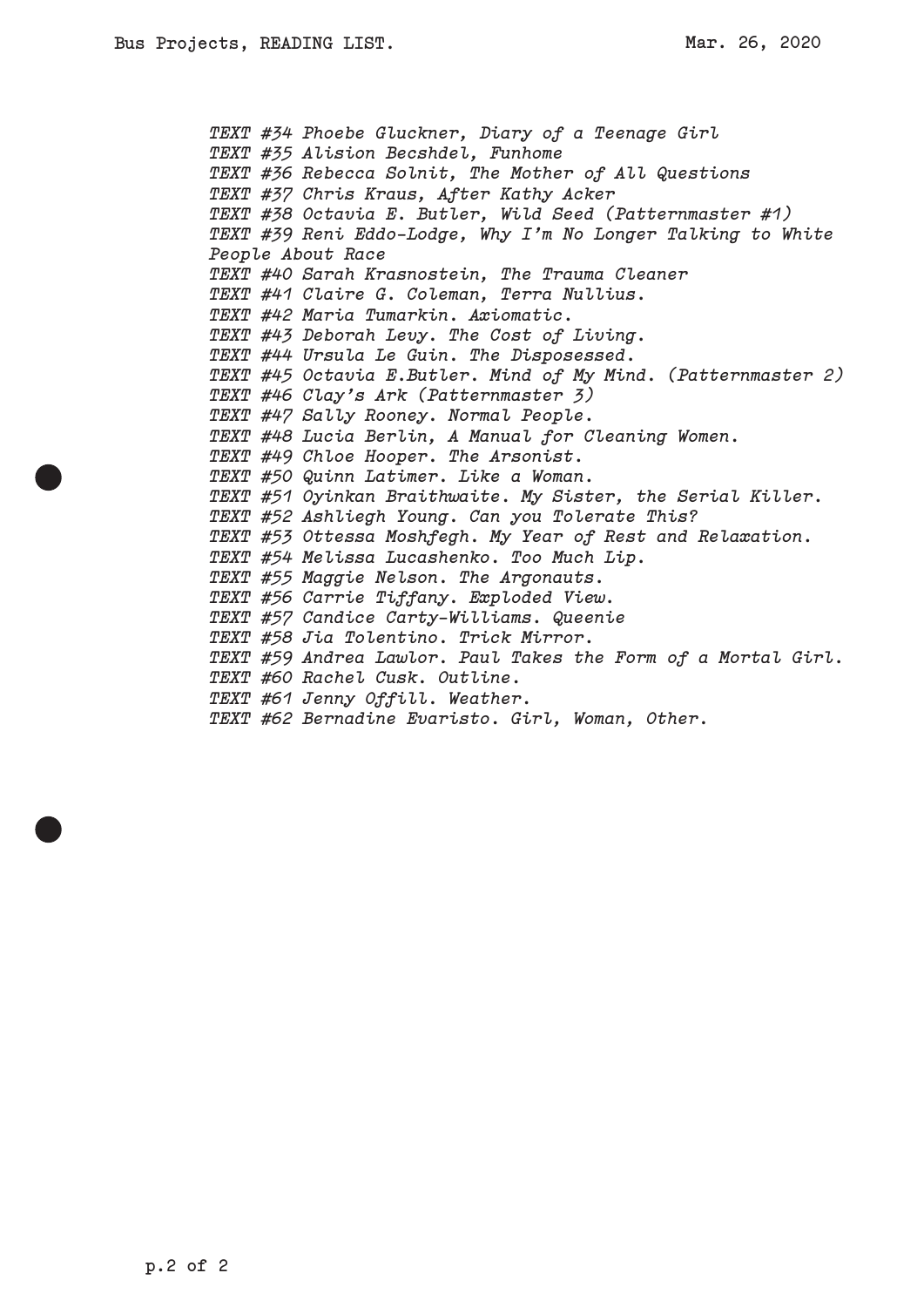*TEXT #34 Phoebe Gluckner, Diary of a Teenage Girl*
*TEXT #35 Alision Becshdel, Funhome*
*TEXT #36 Rebecca Solnit, The Mother of All Questions*
*TEXT #37 Chris Kraus, After Kathy Acker*
*TEXT #38 Octavia E. Butler, Wild Seed (Patternmaster #1)*
*TEXT #39 Reni Eddo-Lodge, Why I'm No Longer Talking to White People About Race*
*TEXT #40 Sarah Krasnostein, The Trauma Cleaner*
*TEXT #41 Claire G. Coleman, Terra Nullius.*
*TEXT #42 Maria Tumarkin. Axiomatic.*
*TEXT #43 Deborah Levy. The Cost of Living.*
*TEXT #44 Ursula Le Guin. The Disposessed.*
*TEXT #45 Octavia E.Butler. Mind of My Mind. (Patternmaster 2)*
*TEXT #46 Clay's Ark (Patternmaster 3)*
*TEXT #47 Sally Rooney. Normal People.*
*TEXT #48 Lucia Berlin, A Manual for Cleaning Women.*
*TEXT #49 Chloe Hooper. The Arsonist.*
*TEXT #50 Quinn Latimer. Like a Woman.*
*TEXT #51 Oyinkan Braithwaite. My Sister, the Serial Killer.*
*TEXT #52 Ashliegh Young. Can you Tolerate This?*
*TEXT #53 Ottessa Moshfegh. My Year of Rest and Relaxation.*
*TEXT #54 Melissa Lucashenko. Too Much Lip.*
*TEXT #55 Maggie Nelson. The Argonauts.*
*TEXT #56 Carrie Tiffany. Exploded View.*
*TEXT #57 Candice Carty-Williams. Queenie*
*TEXT #58 Jia Tolentino. Trick Mirror.*
*TEXT #59 Andrea Lawlor. Paul Takes the Form of a Mortal Girl.*
*TEXT #60 Rachel Cusk. Outline.*
*TEXT #61 Jenny Offill. Weather.*
*TEXT #62 Bernadine Evaristo. Girl, Woman, Other.*